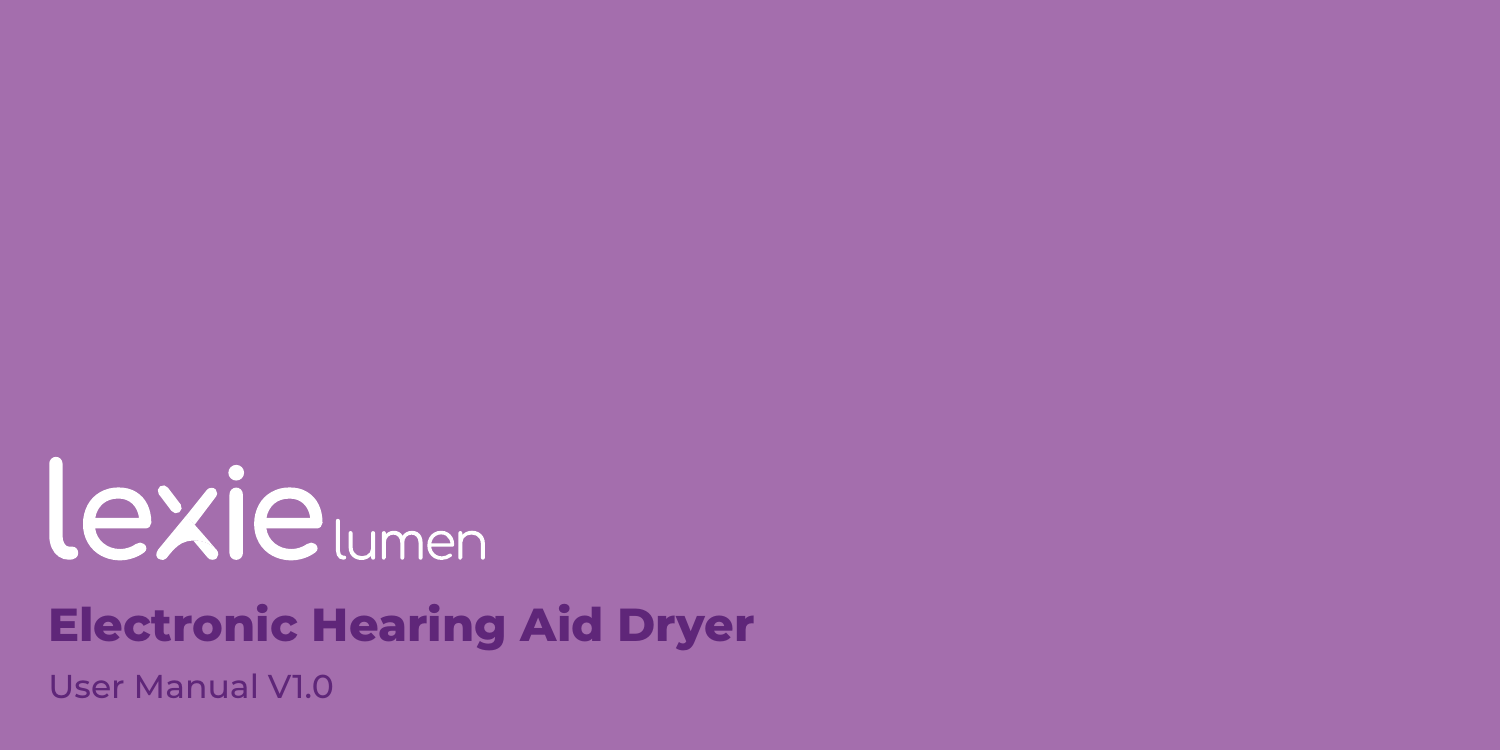lexie lumen

# Electronic Hearing Aid Dryer

User Manual V1.0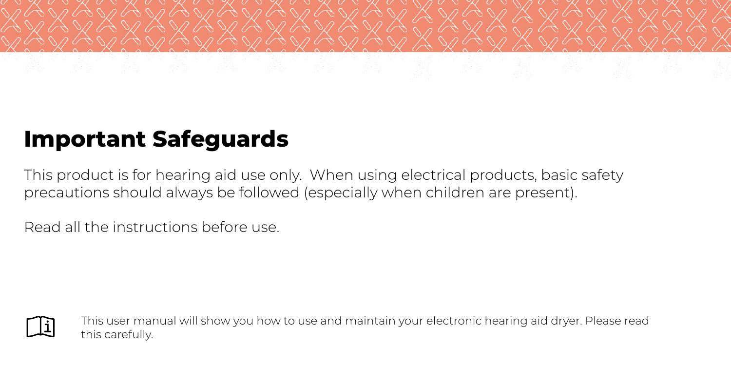# Important Safeguards

This product is for hearing aid use only. When using electrical products, basic safety precautions should always be followed (especially when children are present).

Read all the instructions before use.

This user manual will show you how to use and maintain your electronic hearing aid dryer. Please read this carefully.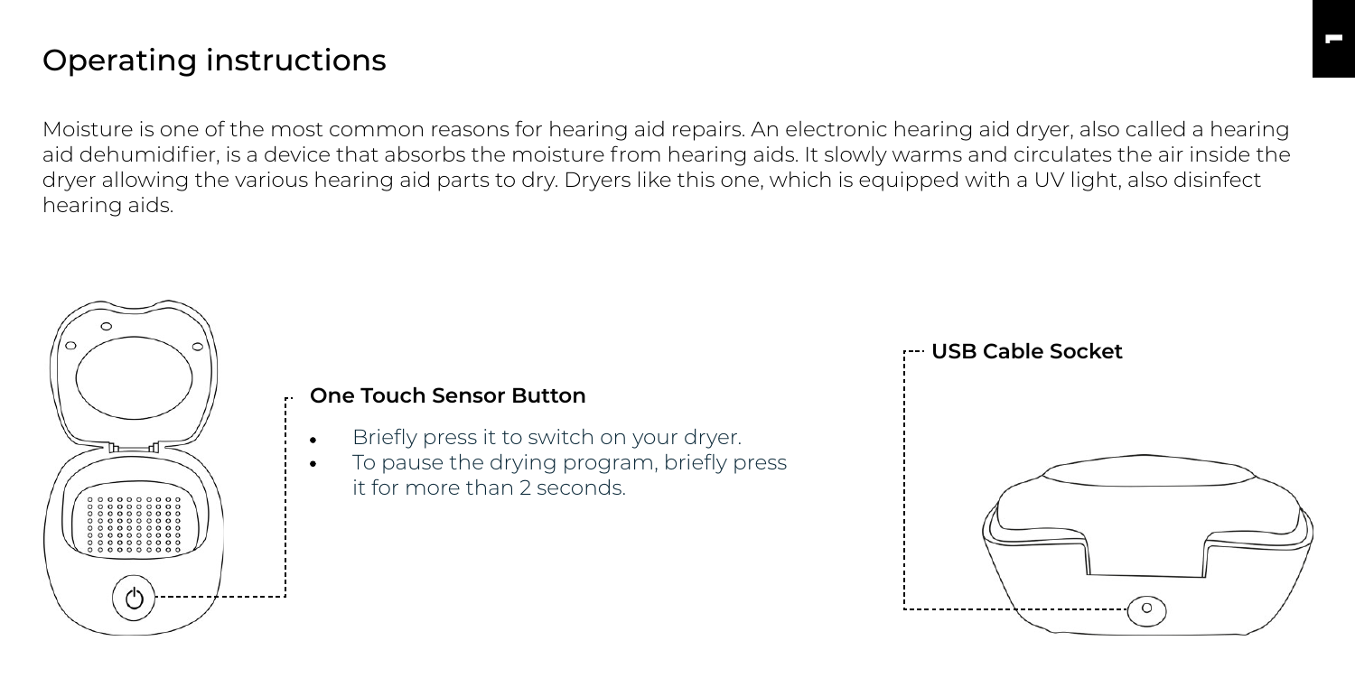# Operating instructions

Moisture is one of the most common reasons for hearing aid repairs. An electronic hearing aid dryer, also called a hearing aid dehumidifier, is a device that absorbs the moisture from hearing aids. It slowly warms and circulates the air inside the dryer allowing the various hearing aid parts to dry. Dryers like this one, which is equipped with a UV light, also disinfect hearing aids.

**One Touch Sensor Button**

- Briefly press it to switch on your dryer.
- To pause the drying program, briefly press it for more than 2 seconds.

**USB Cable Socket**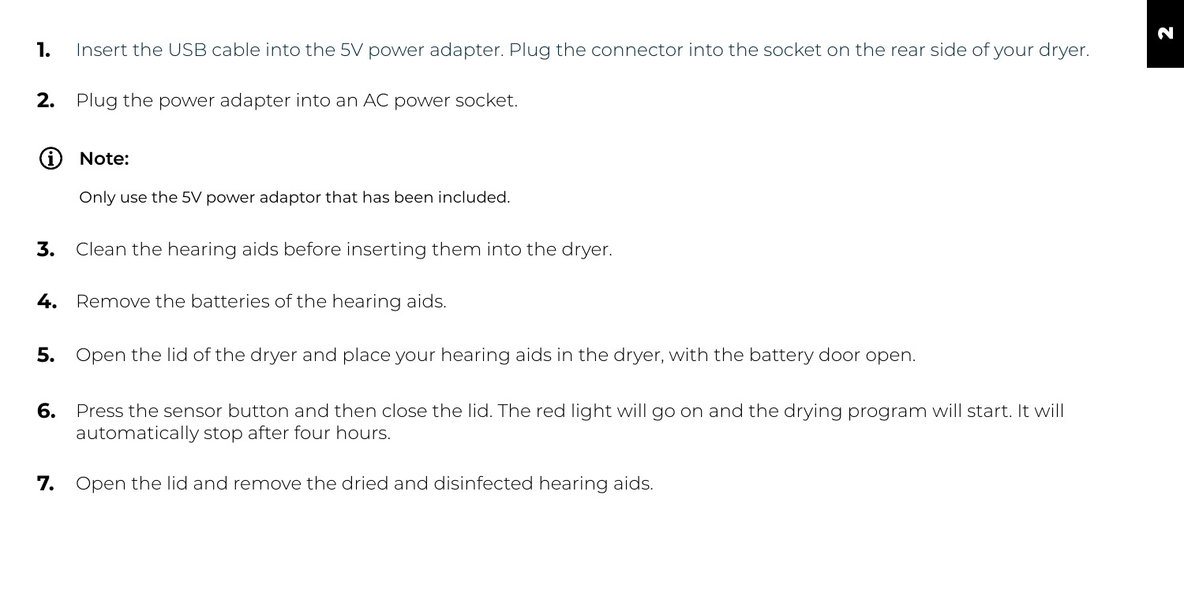1. Insert the USB cable into the 5V power adapter. Plug the connector into the socket on the rear side of your dryer.
2. Plug the power adapter into an AC power socket.

**Note:**

Only use the 5V power adaptor that has been included.

3. Clean the hearing aids before inserting them into the dryer.
4. Remove the batteries of the hearing aids.
5. Open the lid of the dryer and place your hearing aids in the dryer, with the battery door open.
6. Press the sensor button and then close the lid. The red light will go on and the drying program will start. It will automatically stop after four hours.
7. Open the lid and remove the dried and disinfected hearing aids.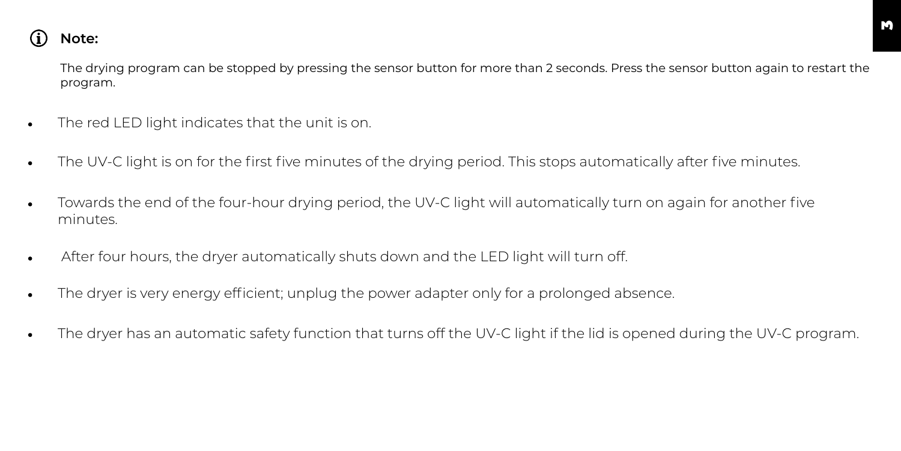**Note:**

The drying program can be stopped by pressing the sensor button for more than 2 seconds. Press the sensor button again to restart the program.

- The red LED light indicates that the unit is on.
- The UV-C light is on for the first five minutes of the drying period. This stops automatically after five minutes.
- Towards the end of the four-hour drying period, the UV-C light will automatically turn on again for another five minutes.
- After four hours, the dryer automatically shuts down and the LED light will turn off.
- The dryer is very energy efficient; unplug the power adapter only for a prolonged absence.
- The dryer has an automatic safety function that turns off the UV-C light if the lid is opened during the UV-C program.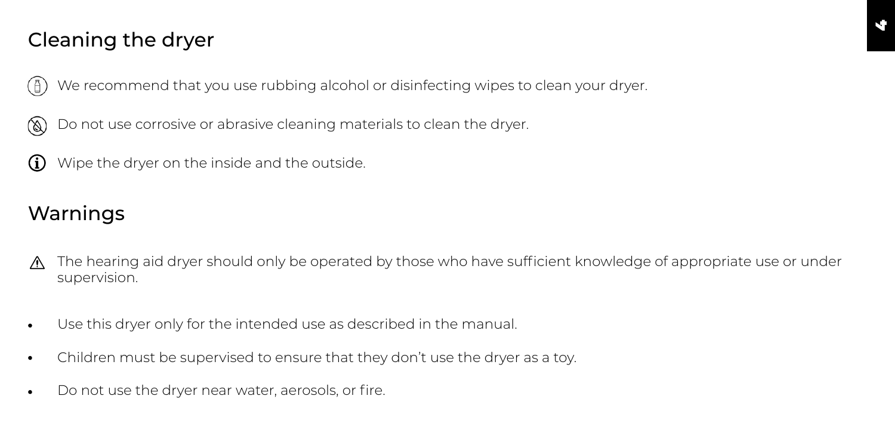## Cleaning the dryer

We recommend that you use rubbing alcohol or disinfecting wipes to clean your dryer.

Do not use corrosive or abrasive cleaning materials to clean the dryer.

Wipe the dryer on the inside and the outside.

## Warnings

The hearing aid dryer should only be operated by those who have sufficient knowledge of appropriate use or under supervision.

- Use this dryer only for the intended use as described in the manual.
- Children must be supervised to ensure that they don't use the dryer as a toy.
- Do not use the dryer near water, aerosols, or fire.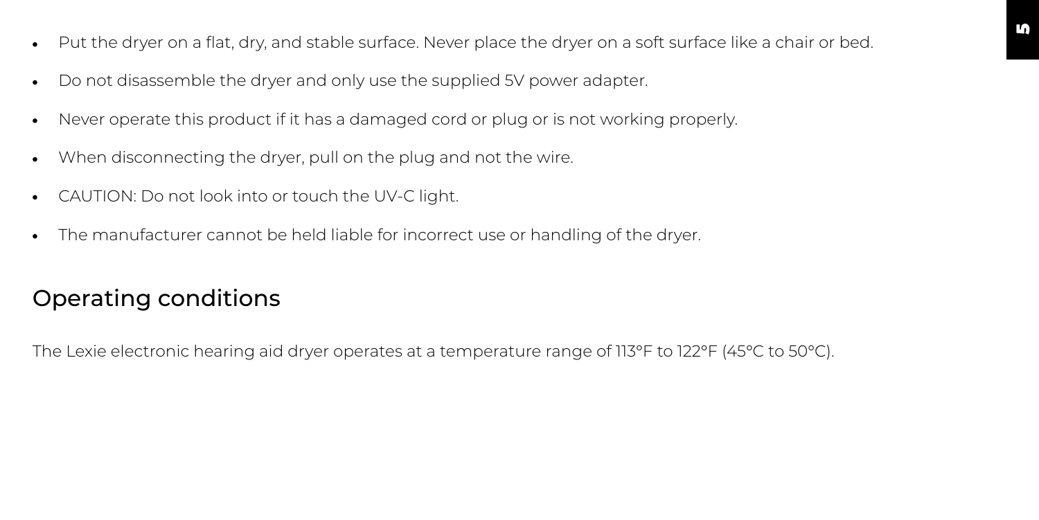- Put the dryer on a flat, dry, and stable surface. Never place the dryer on a soft surface like a chair or bed.
- Do not disassemble the dryer and only use the supplied 5V power adapter.
- Never operate this product if it has a damaged cord or plug or is not working properly.
- When disconnecting the dryer, pull on the plug and not the wire.
- CAUTION: Do not look into or touch the UV-C light.
- The manufacturer cannot be held liable for incorrect use or handling of the dryer.

## Operating conditions

The Lexie electronic hearing aid dryer operates at a temperature range of 113°F to 122°F (45°C to 50°C).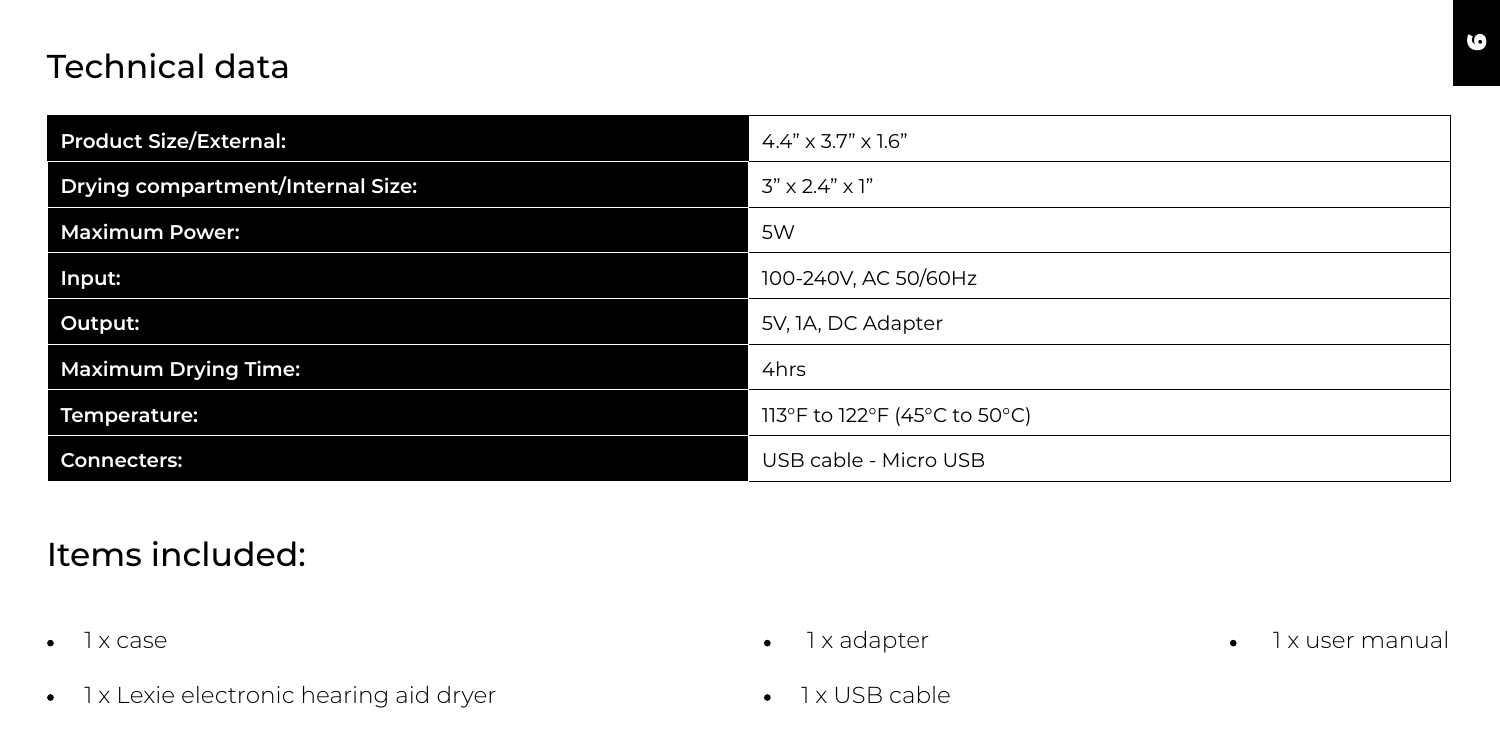## Technical data

| | |
|---|---|
| **Product Size/External:** | 4.4" x 3.7" x 1.6" |
| **Drying compartment/Internal Size:** | 3" x 2.4" x 1" |
| **Maximum Power:** | 5W |
| **Input:** | 100-240V, AC 50/60Hz |
| **Output:** | 5V, 1A, DC Adapter |
| **Maximum Drying Time:** | 4hrs |
| **Temperature:** | 113°F to 122°F (45°C to 50°C) |
| **Connecters:** | USB cable - Micro USB |

## Items included:

- 1 x case
- 1 x Lexie electronic hearing aid dryer
- 1 x adapter
- 1 x USB cable
- 1 x user manual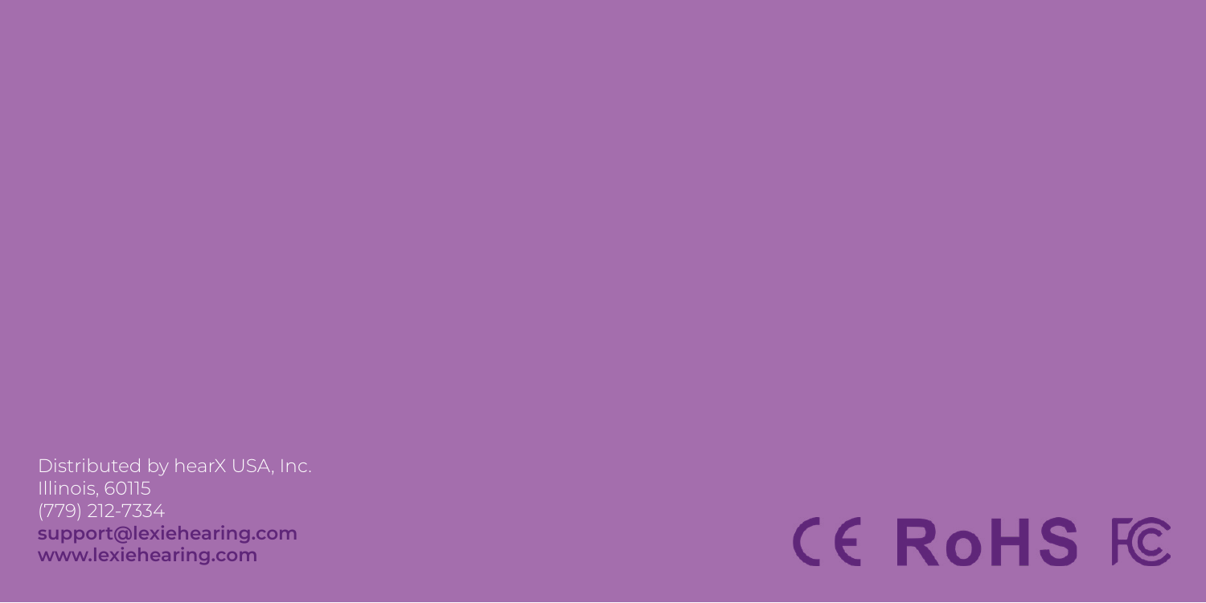Distributed by hearX USA, Inc.
Illinois, 60115
(779) 212-7334
**support@lexiehearing.com**
**www.lexiehearing.com**

CE RoHS FC